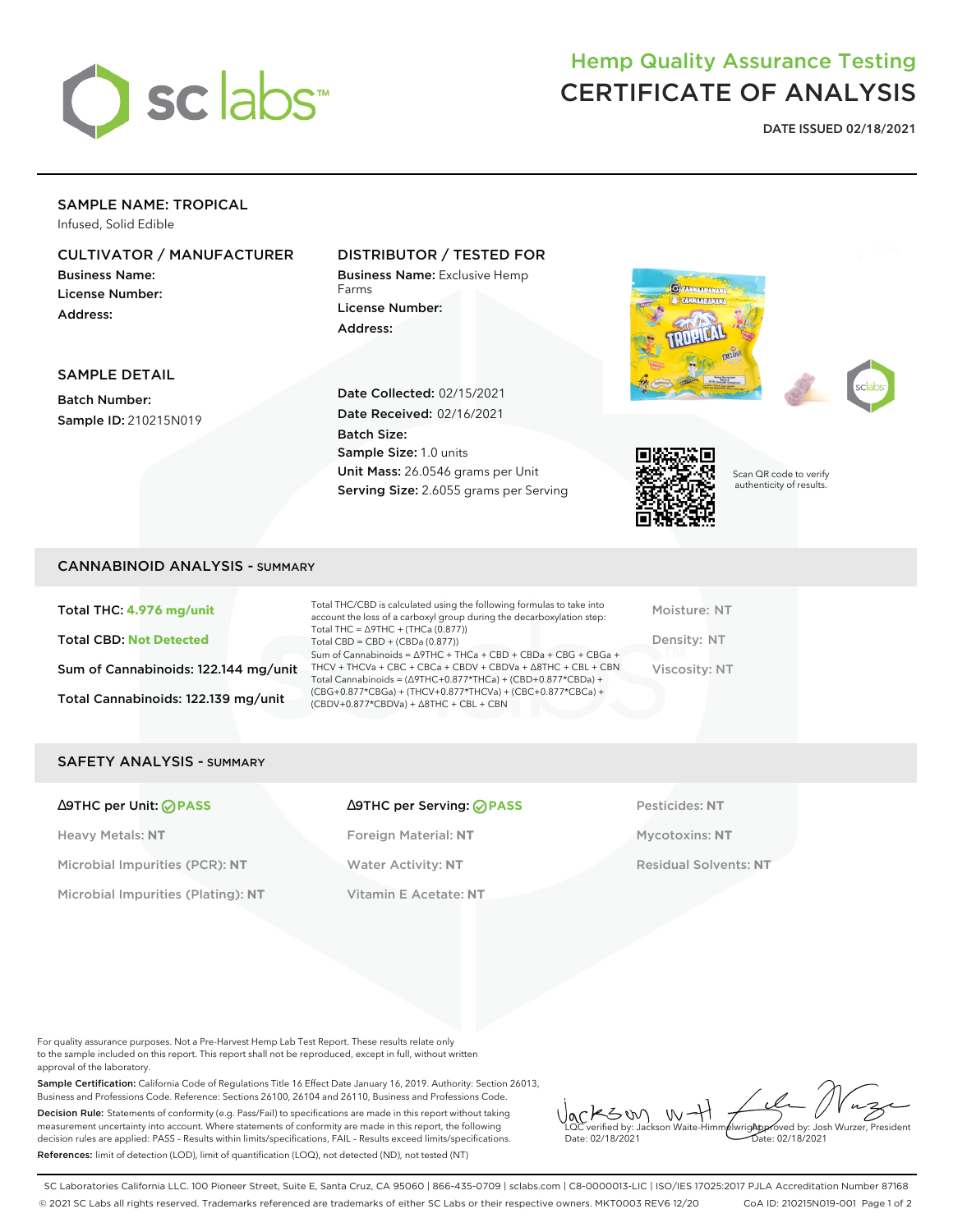# Hemp Quality Assurance Testing
# CERTIFICATE OF ANALYSIS

**DATE ISSUED 02/18/2021**

## SAMPLE NAME: TROPICAL

Infused, Solid Edible

### CULTIVATOR / MANUFACTURER

**Business Name:**
**License Number:**
**Address:**

### DISTRIBUTOR / TESTED FOR

**Business Name:** Exclusive Hemp Farms
**License Number:**
**Address:**

### SAMPLE DETAIL

**Batch Number:**
**Sample ID:** 210215N019

**Date Collected:** 02/15/2021
**Date Received:** 02/16/2021
**Batch Size:**
**Sample Size:** 1.0 units
**Unit Mass:** 26.0546 grams per Unit
**Serving Size:** 2.6055 grams per Serving

Scan QR code to verify authenticity of results.

## CANNABINOID ANALYSIS - SUMMARY

**Total THC: 4.976 mg/unit**

**Total CBD: Not Detected**

**Sum of Cannabinoids: 122.144 mg/unit**

**Total Cannabinoids: 122.139 mg/unit**

Total THC/CBD is calculated using the following formulas to take into account the loss of a carboxyl group during the decarboxylation step:
Total THC = Δ9THC + (THCa (0.877))
Total CBD = CBD + (CBDa (0.877))
Sum of Cannabinoids = Δ9THC + THCa + CBD + CBDa + CBG + CBGa + THCV + THCVa + CBC + CBCa + CBDV + CBDVa + Δ8THC + CBL + CBN
Total Cannabinoids = (Δ9THC+0.877*THCa) + (CBD+0.877*CBDa) + (CBG+0.877*CBGa) + (THCV+0.877*THCVa) + (CBC+0.877*CBCa) + (CBDV+0.877*CBDVa) + Δ8THC + CBL + CBN

Moisture: NT

Density: NT

Viscosity: NT

## SAFETY ANALYSIS - SUMMARY

| | | |
|---|---|---|
| Δ9THC per Unit: **PASS** | Δ9THC per Serving: **PASS** | Pesticides: **NT** |
| Heavy Metals: **NT** | Foreign Material: **NT** | Mycotoxins: **NT** |
| Microbial Impurities (PCR): **NT** | Water Activity: **NT** | Residual Solvents: **NT** |
| Microbial Impurities (Plating): **NT** | Vitamin E Acetate: **NT** | |

For quality assurance purposes. Not a Pre-Harvest Hemp Lab Test Report. These results relate only to the sample included on this report. This report shall not be reproduced, except in full, without written approval of the laboratory.

**Sample Certification:** California Code of Regulations Title 16 Effect Date January 16, 2019. Authority: Section 26013, Business and Professions Code. Reference: Sections 26100, 26104 and 26110, Business and Professions Code.

**Decision Rule:** Statements of conformity (e.g. Pass/Fail) to specifications are made in this report without taking measurement uncertainty into account. Where statements of conformity are made in this report, the following decision rules are applied: PASS – Results within limits/specifications, FAIL – Results exceed limits/specifications.

**References:** limit of detection (LOD), limit of quantification (LOQ), not detected (ND), not tested (NT)

LQC verified by: Jackson Waite-Himmelwright
Date: 02/18/2021

Approved by: Josh Wurzer, President
Date: 02/18/2021

SC Laboratories California LLC. 100 Pioneer Street, Suite E, Santa Cruz, CA 95060 | 866-435-0709 | sclabs.com | C8-0000013-LIC | ISO/IES 17025:2017 PJLA Accreditation Number 87168
© 2021 SC Labs all rights reserved. Trademarks referenced are trademarks of either SC Labs or their respective owners. MKT0003 REV6 12/20 CoA ID: 210215N019-001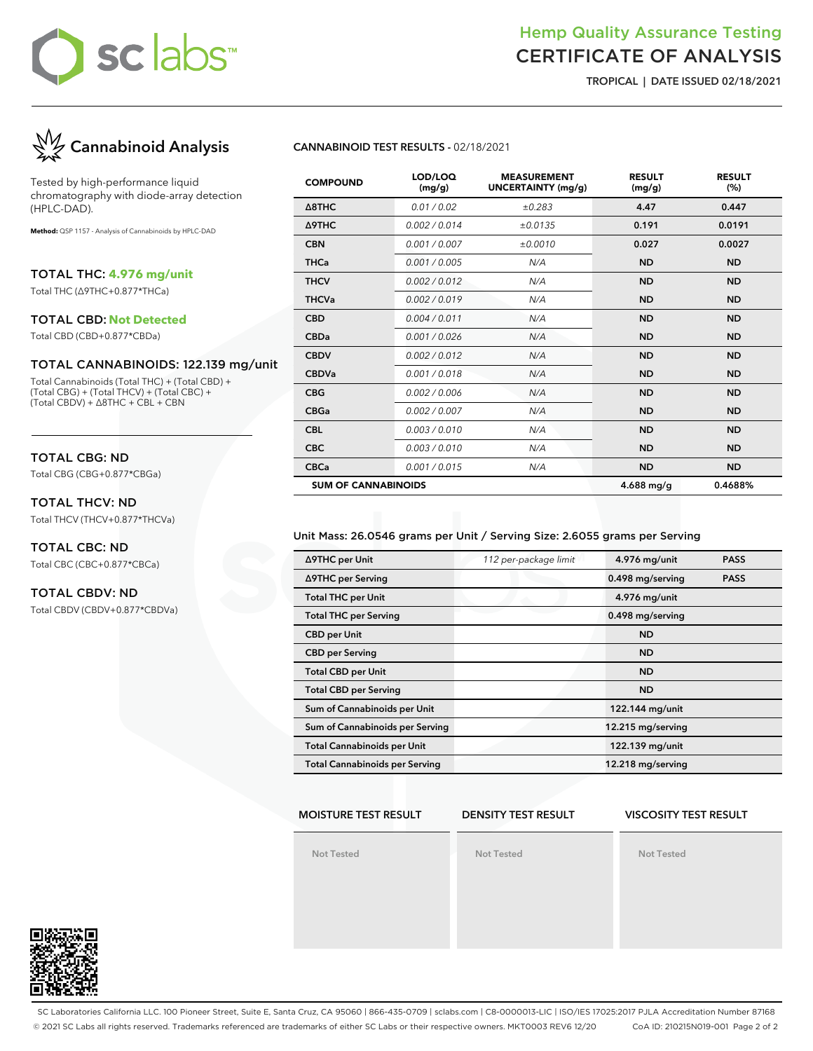# Hemp Quality Assurance Testing
# CERTIFICATE OF ANALYSIS

**TROPICAL | DATE ISSUED 02/18/2021**

## Cannabinoid Analysis

Tested by high-performance liquid chromatography with diode-array detection (HPLC-DAD).

**Method:** QSP 1157 - Analysis of Cannabinoids by HPLC-DAD

### TOTAL THC: 4.976 mg/unit

Total THC (Δ9THC+0.877*THCa)

### TOTAL CBD: Not Detected

Total CBD (CBD+0.877*CBDa)

### TOTAL CANNABINOIDS: 122.139 mg/unit

Total Cannabinoids (Total THC) + (Total CBD) + (Total CBG) + (Total THCV) + (Total CBC) + (Total CBDV) + Δ8THC + CBL + CBN

### TOTAL CBG: ND

Total CBG (CBG+0.877*CBGa)

### TOTAL THCV: ND

Total THCV (THCV+0.877*THCVa)

### TOTAL CBC: ND

Total CBC (CBC+0.877*CBCa)

### TOTAL CBDV: ND

Total CBDV (CBDV+0.877*CBDVa)

**CANNABINOID TEST RESULTS** - 02/18/2021

| COMPOUND | LOD/LOQ (mg/g) | MEASUREMENT UNCERTAINTY (mg/g) | RESULT (mg/g) | RESULT (%) |
|---|---|---|---|---|
| Δ8THC | 0.01 / 0.02 | ±0.283 | 4.47 | 0.447 |
| Δ9THC | 0.002 / 0.014 | ±0.0135 | 0.191 | 0.0191 |
| CBN | 0.001 / 0.007 | ±0.0010 | 0.027 | 0.0027 |
| THCa | 0.001 / 0.005 | N/A | ND | ND |
| THCV | 0.002 / 0.012 | N/A | ND | ND |
| THCVa | 0.002 / 0.019 | N/A | ND | ND |
| CBD | 0.004 / 0.011 | N/A | ND | ND |
| CBDa | 0.001 / 0.026 | N/A | ND | ND |
| CBDV | 0.002 / 0.012 | N/A | ND | ND |
| CBDVa | 0.001 / 0.018 | N/A | ND | ND |
| CBG | 0.002 / 0.006 | N/A | ND | ND |
| CBGa | 0.002 / 0.007 | N/A | ND | ND |
| CBL | 0.003 / 0.010 | N/A | ND | ND |
| CBC | 0.003 / 0.010 | N/A | ND | ND |
| CBCa | 0.001 / 0.015 | N/A | ND | ND |
| **SUM OF CANNABINOIDS** | | | 4.688 mg/g | 0.4688% |

Unit Mass: 26.0546 grams per Unit / Serving Size: 2.6055 grams per Serving

| | | | |
|---|---|---|---|
| Δ9THC per Unit | 112 per-package limit | 4.976 mg/unit | PASS |
| Δ9THC per Serving | | 0.498 mg/serving | PASS |
| Total THC per Unit | | 4.976 mg/unit | |
| Total THC per Serving | | 0.498 mg/serving | |
| CBD per Unit | | ND | |
| CBD per Serving | | ND | |
| Total CBD per Unit | | ND | |
| Total CBD per Serving | | ND | |
| Sum of Cannabinoids per Unit | | 122.144 mg/unit | |
| Sum of Cannabinoids per Serving | | 12.215 mg/serving | |
| Total Cannabinoids per Unit | | 122.139 mg/unit | |
| Total Cannabinoids per Serving | | 12.218 mg/serving | |

| MOISTURE TEST RESULT | DENSITY TEST RESULT | VISCOSITY TEST RESULT |
|---|---|---|
| Not Tested | Not Tested | Not Tested |

SC Laboratories California LLC. 100 Pioneer Street, Suite E, Santa Cruz, CA 95060 | 866-435-0709 | sclabs.com | C8-0000013-LIC | ISO/IES 17025:2017 PJLA Accreditation Number 87168
© 2021 SC Labs all rights reserved. Trademarks referenced are trademarks of either SC Labs or their respective owners. MKT0003 REV6 12/20 CoA ID: 210215N019-001